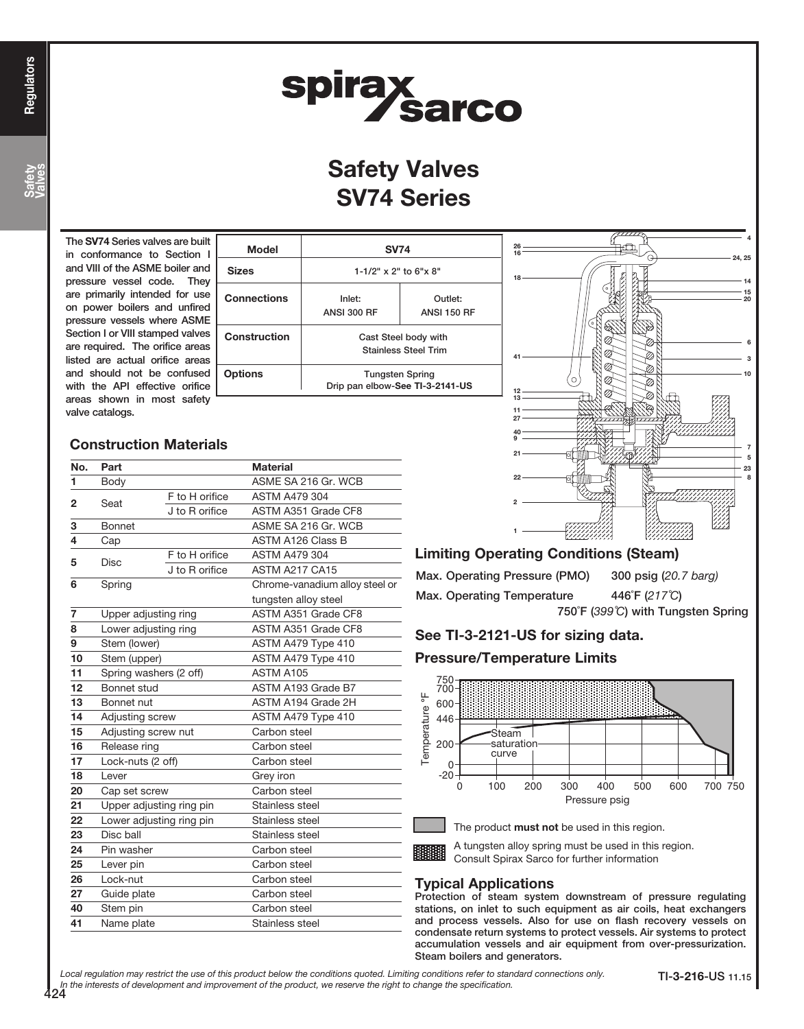# Safety Valves SV74 Series

The **SV74** Series valves are built in conformance to Section I and VIII of the ASME boiler and pressure vessel code. They are primarily intended for use on power boilers and unfired pressure vessels where ASME Section I or VIII stamped valves are required. The orifice areas listed are actual orifice areas and should not be confused with the API effective orifice areas shown in most safety valve catalogs.

| Model | SV74 | |
|---|---|---|
| Sizes | 1-1/2" x 2" to 6"x 8" | |
| Connections | Inlet: ANSI 300 RF | Outlet: ANSI 150 RF |
| Construction | Cast Steel body with Stainless Steel Trim | |
| Options | Tungsten Spring<br>Drip pan elbow-**See TI-3-2141-US** | |

## Construction Materials

| No. | Part | | Material |
|---|---|---|---|
| 1 | Body | | ASME SA 216 Gr. WCB |
| 2 | Seat | F to H orifice | ASTM A479 304 |
| | | J to R orifice | ASTM A351 Grade CF8 |
| 3 | Bonnet | | ASME SA 216 Gr. WCB |
| 4 | Cap | | ASTM A126 Class B |
| 5 | Disc | F to H orifice | ASTM A479 304 |
| | | J to R orifice | ASTM A217 CA15 |
| 6 | Spring | | Chrome-vanadium alloy steel or tungsten alloy steel |
| 7 | Upper adjusting ring | | ASTM A351 Grade CF8 |
| 8 | Lower adjusting ring | | ASTM A351 Grade CF8 |
| 9 | Stem (lower) | | ASTM A479 Type 410 |
| 10 | Stem (upper) | | ASTM A479 Type 410 |
| 11 | Spring washers (2 off) | | ASTM A105 |
| 12 | Bonnet stud | | ASTM A193 Grade B7 |
| 13 | Bonnet nut | | ASTM A194 Grade 2H |
| 14 | Adjusting screw | | ASTM A479 Type 410 |
| 15 | Adjusting screw nut | | Carbon steel |
| 16 | Release ring | | Carbon steel |
| 17 | Lock-nuts (2 off) | | Carbon steel |
| 18 | Lever | | Grey iron |
| 20 | Cap set screw | | Carbon steel |
| 21 | Upper adjusting ring pin | | Stainless steel |
| 22 | Lower adjusting ring pin | | Stainless steel |
| 23 | Disc ball | | Stainless steel |
| 24 | Pin washer | | Carbon steel |
| 25 | Lever pin | | Carbon steel |
| 26 | Lock-nut | | Carbon steel |
| 27 | Guide plate | | Carbon steel |
| 40 | Stem pin | | Carbon steel |
| 41 | Name plate | | Stainless steel |

## Limiting Operating Conditions (Steam)

| | |
|---|---|
| Max. Operating Pressure (PMO) | 300 psig (*20.7 barg*) |
| Max. Operating Temperature | 446°F (*217°C*) |
| | 750°F (*399°C*) with Tungsten Spring |

## See TI-3-2121-US for sizing data.

## Pressure/Temperature Limits

The product **must not** be used in this region.

A tungsten alloy spring must be used in this region. Consult Spirax Sarco for further information

## Typical Applications

**Protection of steam system downstream of pressure regulating stations, on inlet to such equipment as air coils, heat exchangers and process vessels. Also for use on flash recovery vessels on condensate return systems to protect vessels. Air systems to protect accumulation vessels and air equipment from over-pressurization. Steam boilers and generators.**

*Local regulation may restrict the use of this product below the conditions quoted. Limiting conditions refer to standard connections only. In the interests of development and improvement of the product, we reserve the right to change the specification.*

TI-3-216-US 11.15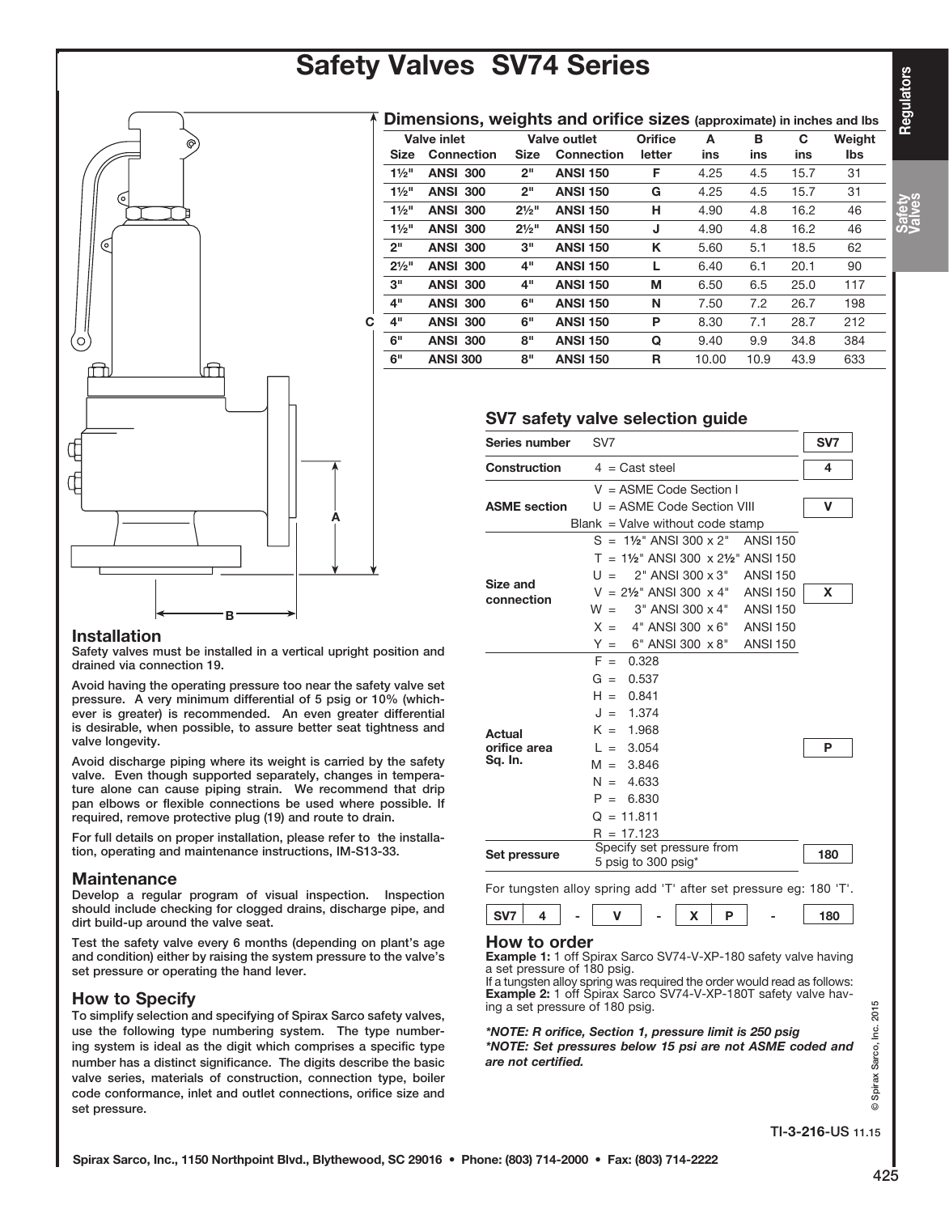# Safety Valves SV74 Series

## Dimensions, weights and orifice sizes (approximate) in inches and lbs

| Valve inlet | | Valve outlet | | Orifice | A | B | C | Weight |
|---|---|---|---|---|---|---|---|---|
| Size | Connection | Size | Connection | letter | ins | ins | ins | lbs |
| 1½" | ANSI 300 | 2" | ANSI 150 | F | 4.25 | 4.5 | 15.7 | 31 |
| 1½" | ANSI 300 | 2" | ANSI 150 | G | 4.25 | 4.5 | 15.7 | 31 |
| 1½" | ANSI 300 | 2½" | ANSI 150 | H | 4.90 | 4.8 | 16.2 | 46 |
| 1½" | ANSI 300 | 2½" | ANSI 150 | J | 4.90 | 4.8 | 16.2 | 46 |
| 2" | ANSI 300 | 3" | ANSI 150 | K | 5.60 | 5.1 | 18.5 | 62 |
| 2½" | ANSI 300 | 4" | ANSI 150 | L | 6.40 | 6.1 | 20.1 | 90 |
| 3" | ANSI 300 | 4" | ANSI 150 | M | 6.50 | 6.5 | 25.0 | 117 |
| 4" | ANSI 300 | 6" | ANSI 150 | N | 7.50 | 7.2 | 26.7 | 198 |
| 4" | ANSI 300 | 6" | ANSI 150 | P | 8.30 | 7.1 | 28.7 | 212 |
| 6" | ANSI 300 | 8" | ANSI 150 | Q | 9.40 | 9.9 | 34.8 | 384 |
| 6" | ANSI 300 | 8" | ANSI 150 | R | 10.00 | 10.9 | 43.9 | 633 |

C

A

B

## Installation

Safety valves must be installed in a vertical upright position and drained via connection 19.

Avoid having the operating pressure too near the safety valve set pressure. A very minimum differential of 5 psig or 10% (whichever is greater) is recommended. An even greater differential is desirable, when possible, to assure better seat tightness and valve longevity.

Avoid discharge piping where its weight is carried by the safety valve. Even though supported separately, changes in temperature alone can cause piping strain. We recommend that drip pan elbows or flexible connections be used where possible. If required, remove protective plug (19) and route to drain.

For full details on proper installation, please refer to the installation, operating and maintenance instructions, IM-S13-33.

## Maintenance

Develop a regular program of visual inspection. Inspection should include checking for clogged drains, discharge pipe, and dirt build-up around the valve seat.

Test the safety valve every 6 months (depending on plant's age and condition) either by raising the system pressure to the valve's set pressure or operating the hand lever.

## How to Specify

To simplify selection and specifying of Spirax Sarco safety valves, use the following type numbering system. The type numbering system is ideal as the digit which comprises a specific type number has a distinct significance. The digits describe the basic valve series, materials of construction, connection type, boiler code conformance, inlet and outlet connections, orifice size and set pressure.

## SV7 safety valve selection guide

| | | |
|---|---|---|
| Series number | SV7 | SV7 |
| Construction | 4 = Cast steel | 4 |
| ASME section | V = ASME Code Section I<br>U = ASME Code Section VIII<br>Blank = Valve without code stamp | V |
| Size and connection | S = 1½" ANSI 300 x 2" ANSI 150<br>T = 1½" ANSI 300 x 2½" ANSI 150<br>U = 2" ANSI 300 x 3" ANSI 150<br>V = 2½" ANSI 300 x 4" ANSI 150<br>W = 3" ANSI 300 x 4" ANSI 150<br>X = 4" ANSI 300 x 6" ANSI 150<br>Y = 6" ANSI 300 x 8" ANSI 150 | X |
| Actual orifice area Sq. In. | F = 0.328<br>G = 0.537<br>H = 0.841<br>J = 1.374<br>K = 1.968<br>L = 3.054<br>M = 3.846<br>N = 4.633<br>P = 6.830<br>Q = 11.811<br>R = 17.123 | P |
| Set pressure | Specify set pressure from 5 psig to 300 psig* | 180 |

For tungsten alloy spring add 'T' after set pressure eg: 180 'T'.

| | | | | | | | | |
|---|---|---|---|---|---|---|---|---|
| SV7 | 4 | - | V | - | X | P | - | 180 |

## How to order

**Example 1:** 1 off Spirax Sarco SV74-V-XP-180 safety valve having a set pressure of 180 psig.

If a tungsten alloy spring was required the order would read as follows:

**Example 2:** 1 off Spirax Sarco SV74-V-XP-180T safety valve having a set pressure of 180 psig.

***NOTE: R orifice, Section 1, pressure limit is 250 psig***

***NOTE: Set pressures below 15 psi are not ASME coded and are not certified.***

© Spirax Sarco, Inc. 2015

TI-3-216-US 11.15

Spirax Sarco, Inc., 1150 Northpoint Blvd., Blythewood, SC 29016 • Phone: (803) 714-2000 • Fax: (803) 714-2222